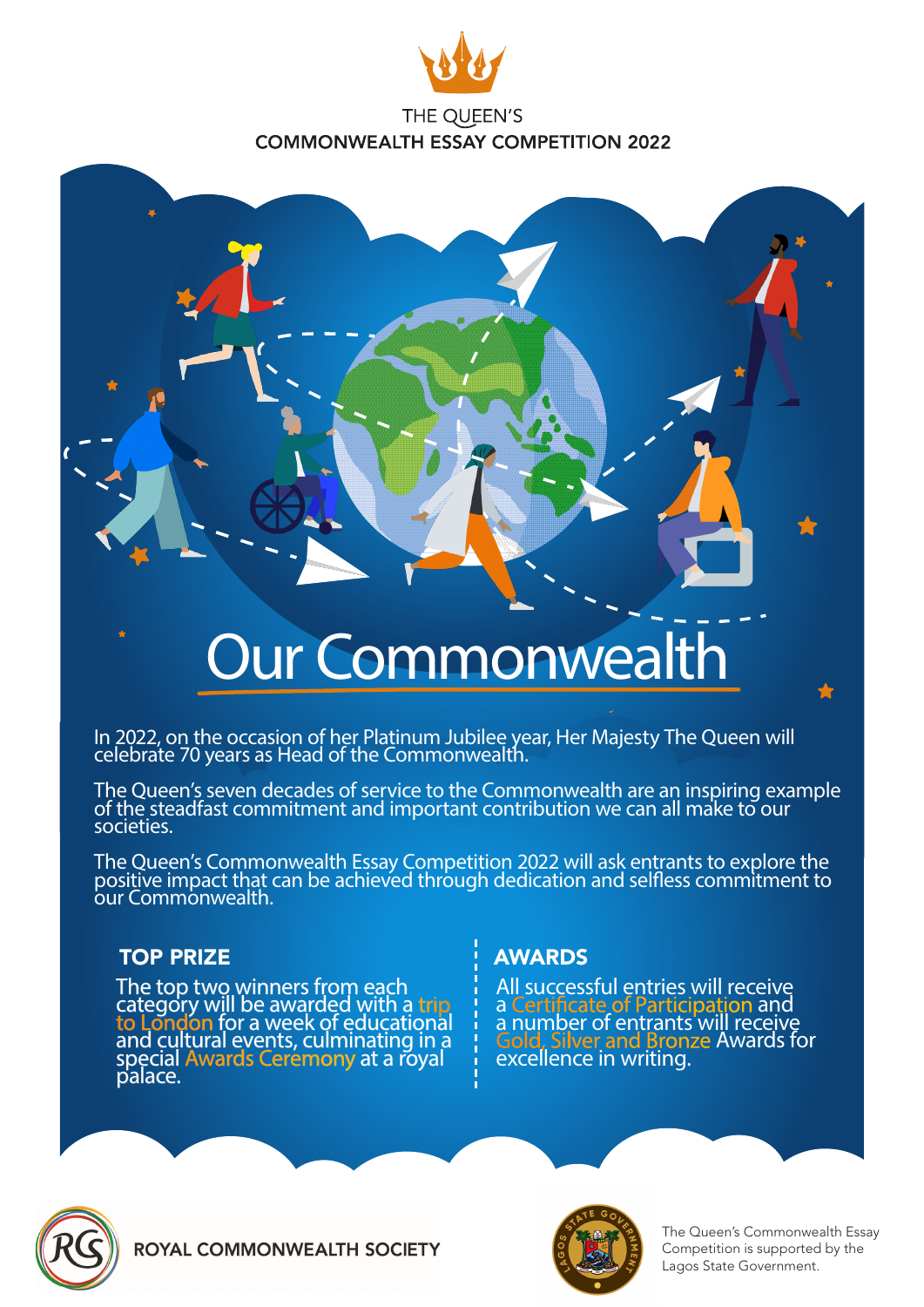THE QUEEN'S

# COMMONWEALTH ESSAY COMPETITION 2022

# Our Commonwealth

In 2022, on the occasion of her Platinum Jubilee year, Her Majesty The Queen will celebrate 70 years as Head of the Commonwealth.

The Queen's seven decades of service to the Commonwealth are an inspiring example of the steadfast commitment and important contribution we can all make to our societies.

The Queen's Commonwealth Essay Competition 2022 will ask entrants to explore the positive impact that can be achieved through dedication and selfless commitment to our Commonwealth.

## TOP PRIZE

The top two winners from each category will be awarded with a trip to London for a week of educational and cultural events, culminating in a special Awards Ceremony at a royal palace.

## AWARDS

All successful entries will receive a Certificate of Participation and a number of entrants will receive Gold, Silver and Bronze Awards for excellence in writing.

ROYAL COMMONWEALTH SOCIETY

The Queen's Commonwealth Essay Competition is supported by the Lagos State Government.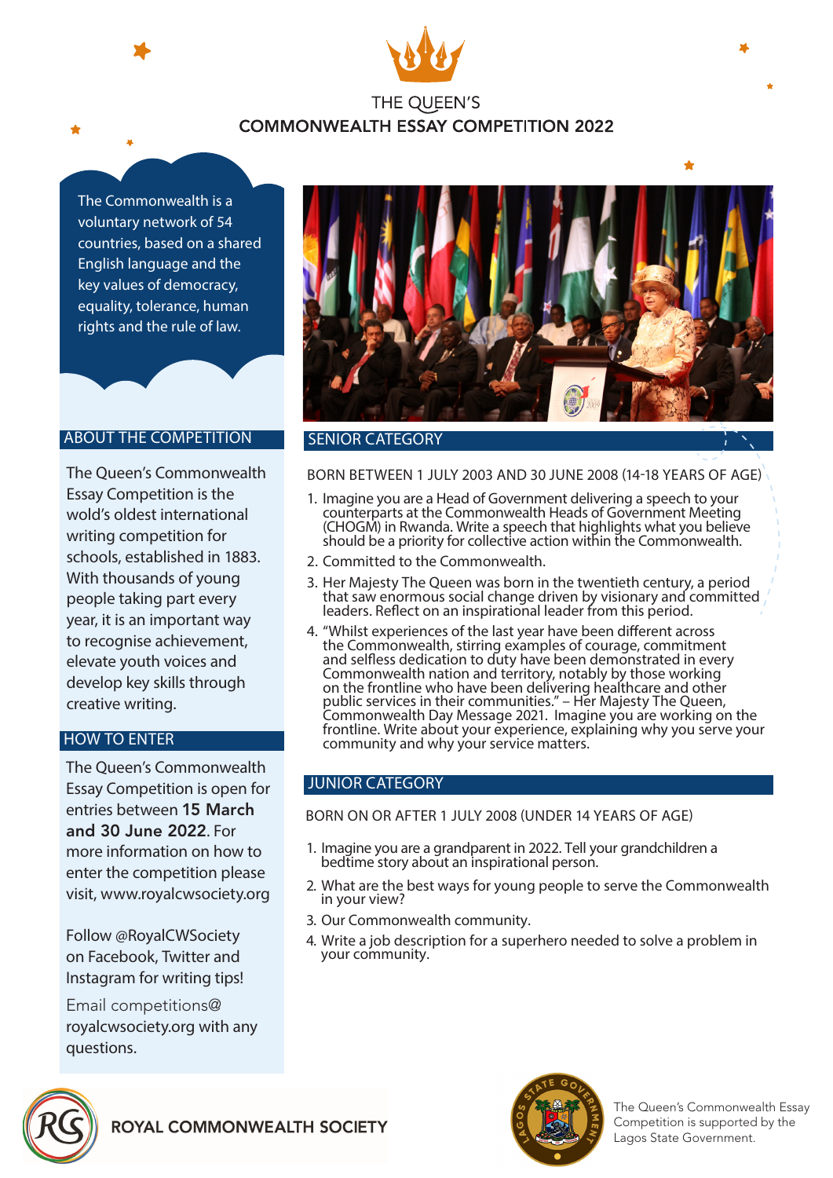# THE QUEEN'S COMMONWEALTH ESSAY COMPETITION 2022

The Commonwealth is a voluntary network of 54 countries, based on a shared English language and the key values of democracy, equality, tolerance, human rights and the rule of law.

## ABOUT THE COMPETITION

The Queen's Commonwealth Essay Competition is the wold's oldest international writing competition for schools, established in 1883. With thousands of young people taking part every year, it is an important way to recognise achievement, elevate youth voices and develop key skills through creative writing.

## HOW TO ENTER

The Queen's Commonwealth Essay Competition is open for entries between **15 March and 30 June 2022**. For more information on how to enter the competition please visit, www.royalcwsociety.org

Follow @RoyalCWSociety on Facebook, Twitter and Instagram for writing tips!

Email competitions@royalcwsociety.org with any questions.

## SENIOR CATEGORY

BORN BETWEEN 1 JULY 2003 AND 30 JUNE 2008 (14-18 YEARS OF AGE)

1. Imagine you are a Head of Government delivering a speech to your counterparts at the Commonwealth Heads of Government Meeting (CHOGM) in Rwanda. Write a speech that highlights what you believe should be a priority for collective action within the Commonwealth.
2. Committed to the Commonwealth.
3. Her Majesty The Queen was born in the twentieth century, a period that saw enormous social change driven by visionary and committed leaders. Reflect on an inspirational leader from this period.
4. "Whilst experiences of the last year have been different across the Commonwealth, stirring examples of courage, commitment and selfless dedication to duty have been demonstrated in every Commonwealth nation and territory, notably by those working on the frontline who have been delivering healthcare and other public services in their communities." – Her Majesty The Queen, Commonwealth Day Message 2021. Imagine you are working on the frontline. Write about your experience, explaining why you serve your community and why your service matters.

## JUNIOR CATEGORY

BORN ON OR AFTER 1 JULY 2008 (UNDER 14 YEARS OF AGE)

1. Imagine you are a grandparent in 2022. Tell your grandchildren a bedtime story about an inspirational person.
2. What are the best ways for young people to serve the Commonwealth in your view?
3. Our Commonwealth community.
4. Write a job description for a superhero needed to solve a problem in your community.

ROYAL COMMONWEALTH SOCIETY

The Queen's Commonwealth Essay Competition is supported by the Lagos State Government.